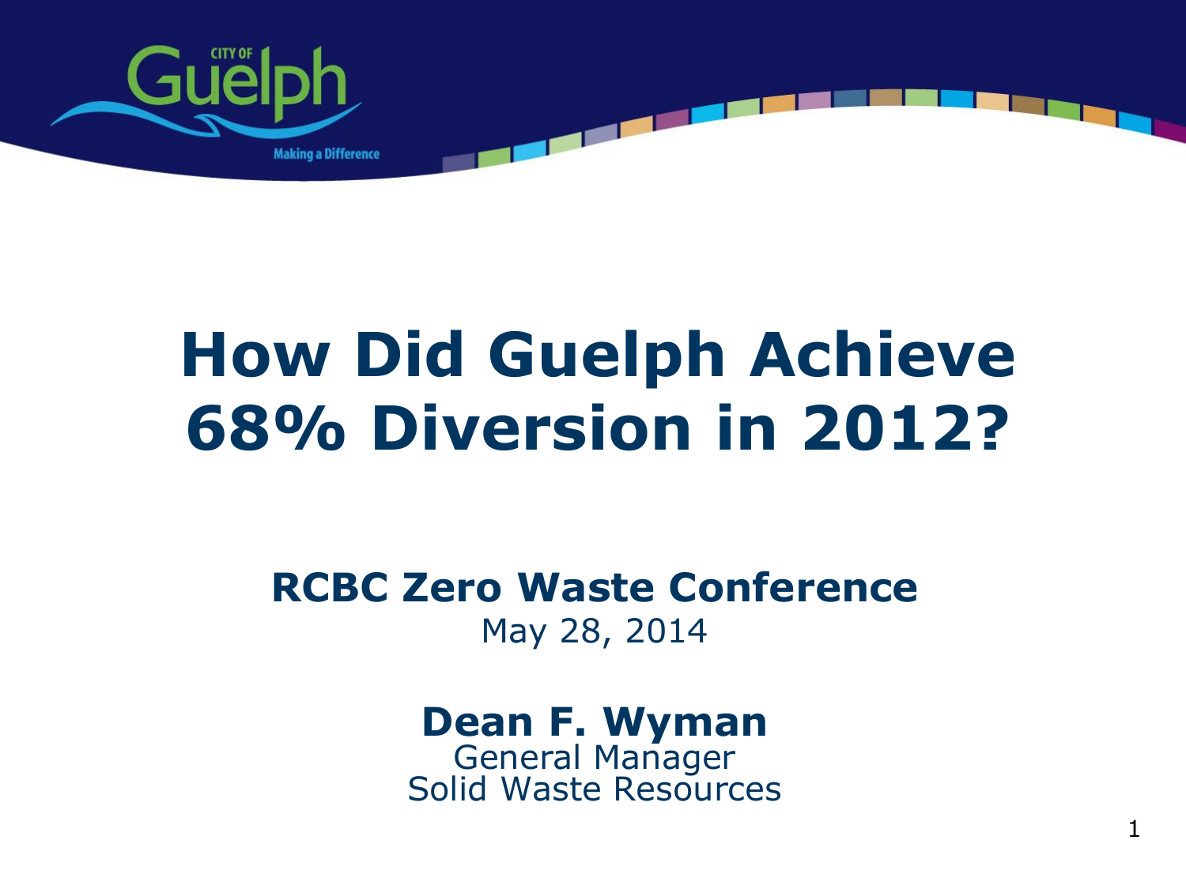# How Did Guelph Achieve 68% Diversion in 2012?

**RCBC Zero Waste Conference**
May 28, 2014

**Dean F. Wyman**
General Manager
Solid Waste Resources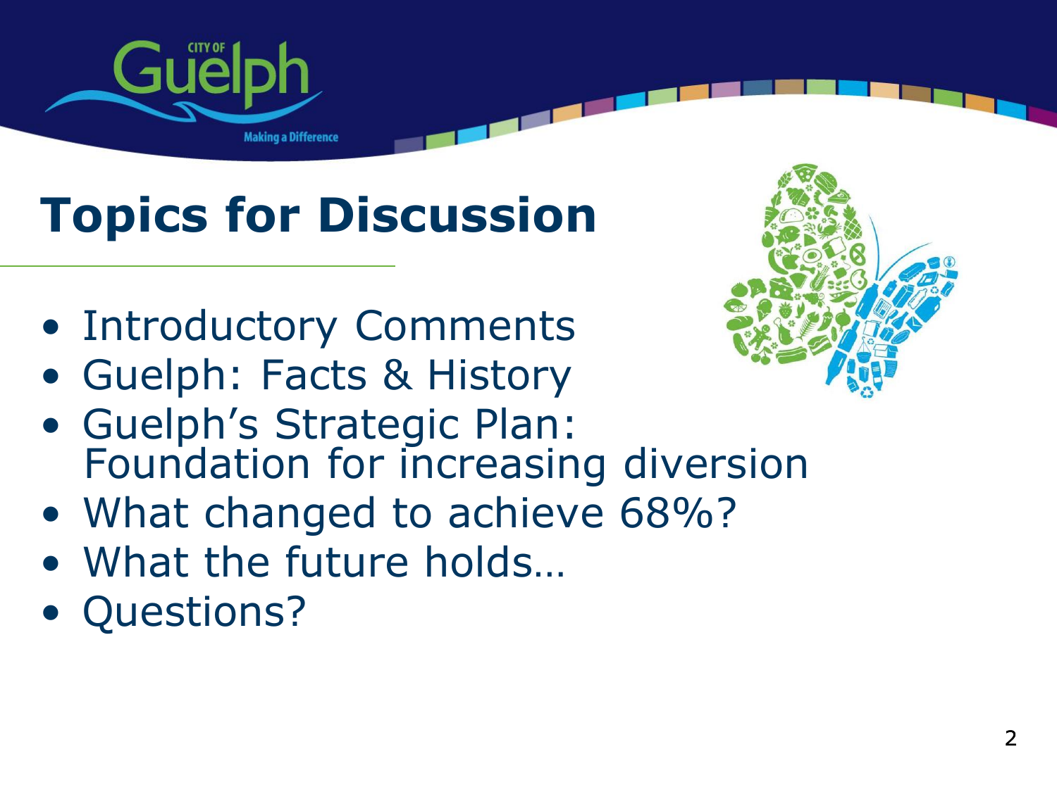# Topics for Discussion

- Introductory Comments
- Guelph: Facts & History
- Guelph's Strategic Plan: Foundation for increasing diversion
- What changed to achieve 68%?
- What the future holds…
- Questions?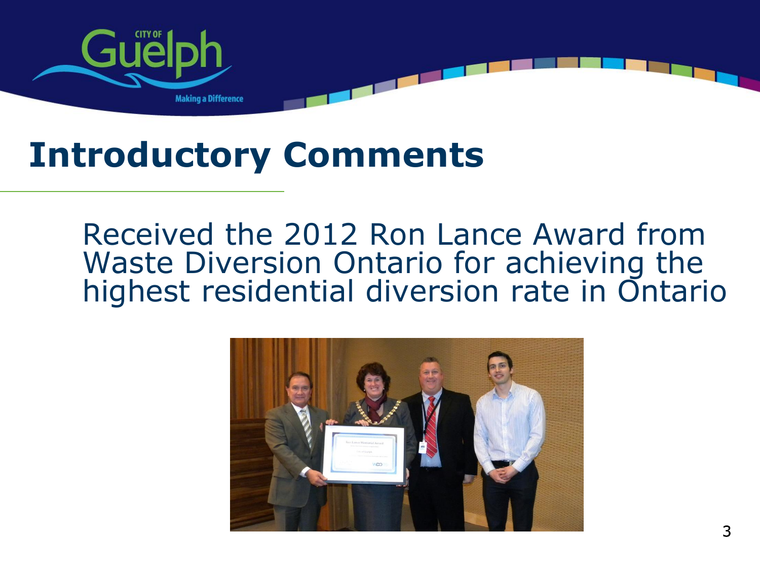# Introductory Comments

Received the 2012 Ron Lance Award from Waste Diversion Ontario for achieving the highest residential diversion rate in Ontario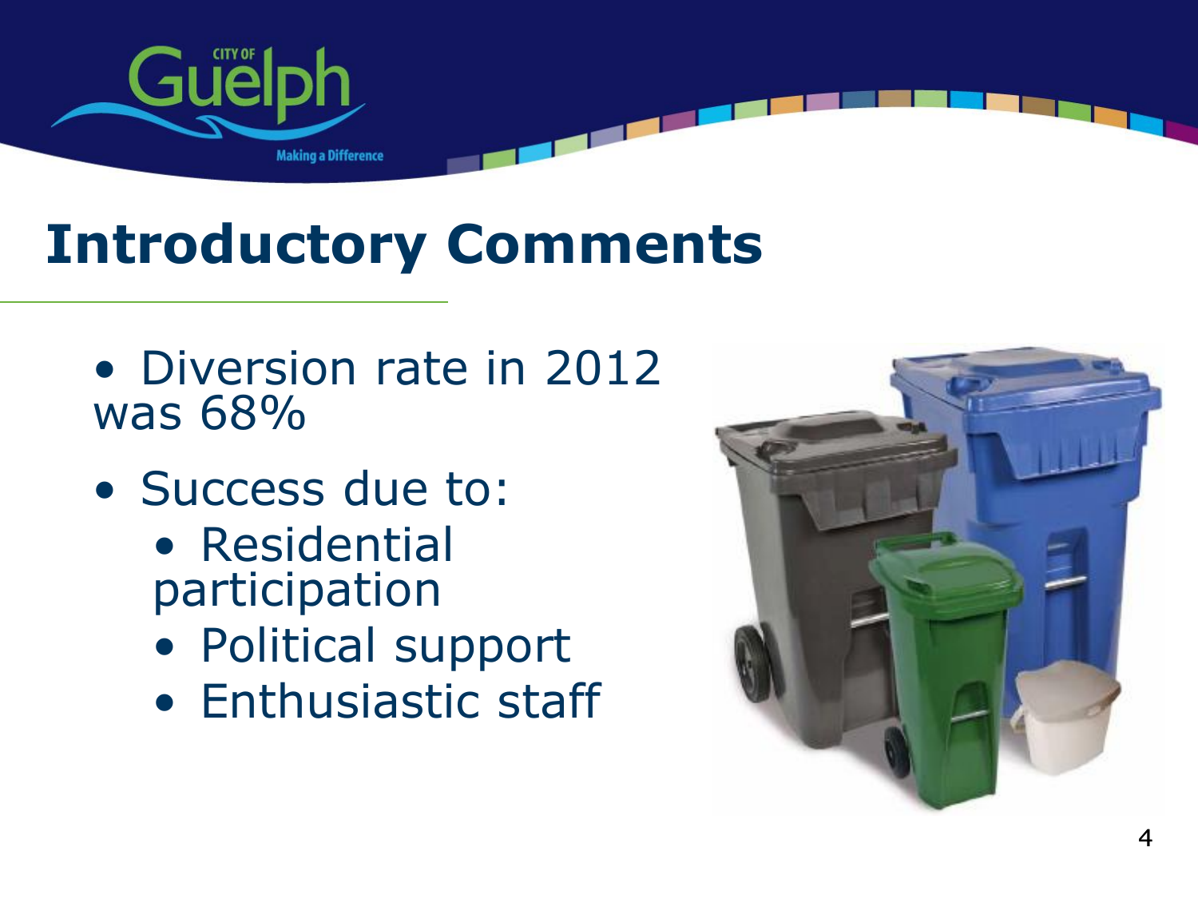# Introductory Comments

- Diversion rate in 2012 was 68%
- Success due to:
  - Residential participation
  - Political support
  - Enthusiastic staff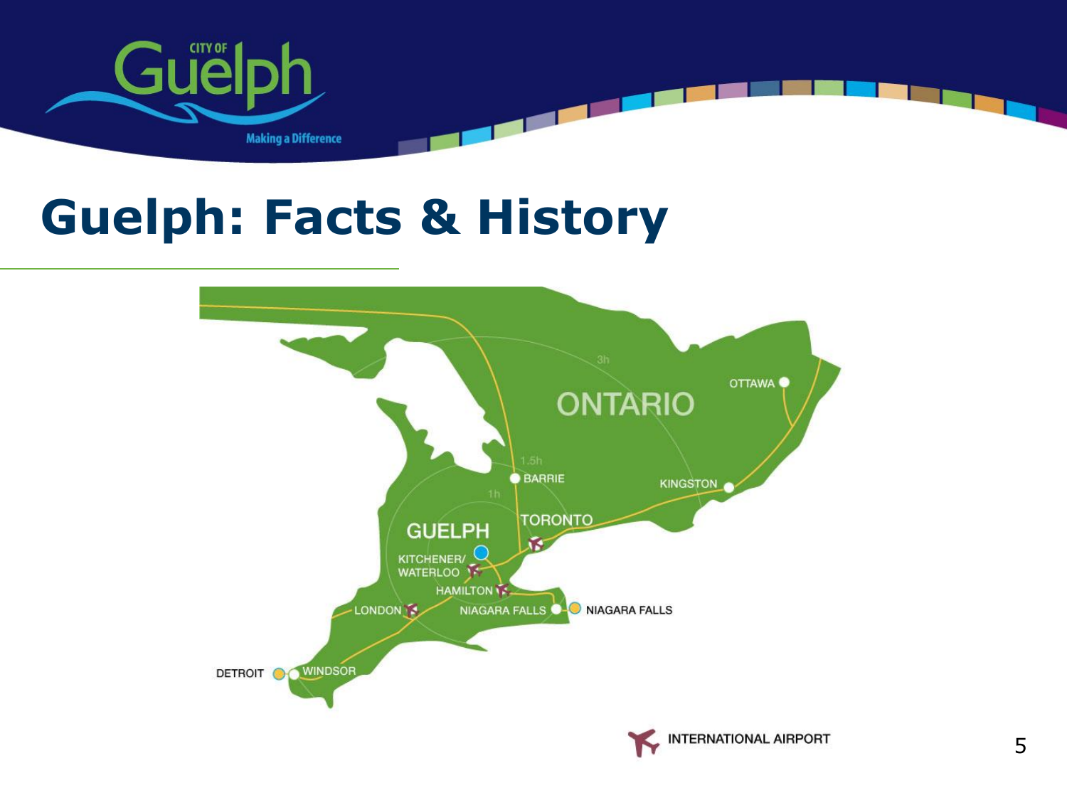# Guelph: Facts & History

ONTARIO

GUELPH

OTTAWA

BARRIE

KINGSTON

TORONTO

KITCHENER/ WATERLOO

HAMILTON

LONDON

NIAGARA FALLS

NIAGARA FALLS

DETROIT

WINDSOR

1h

1.5h

3h

INTERNATIONAL AIRPORT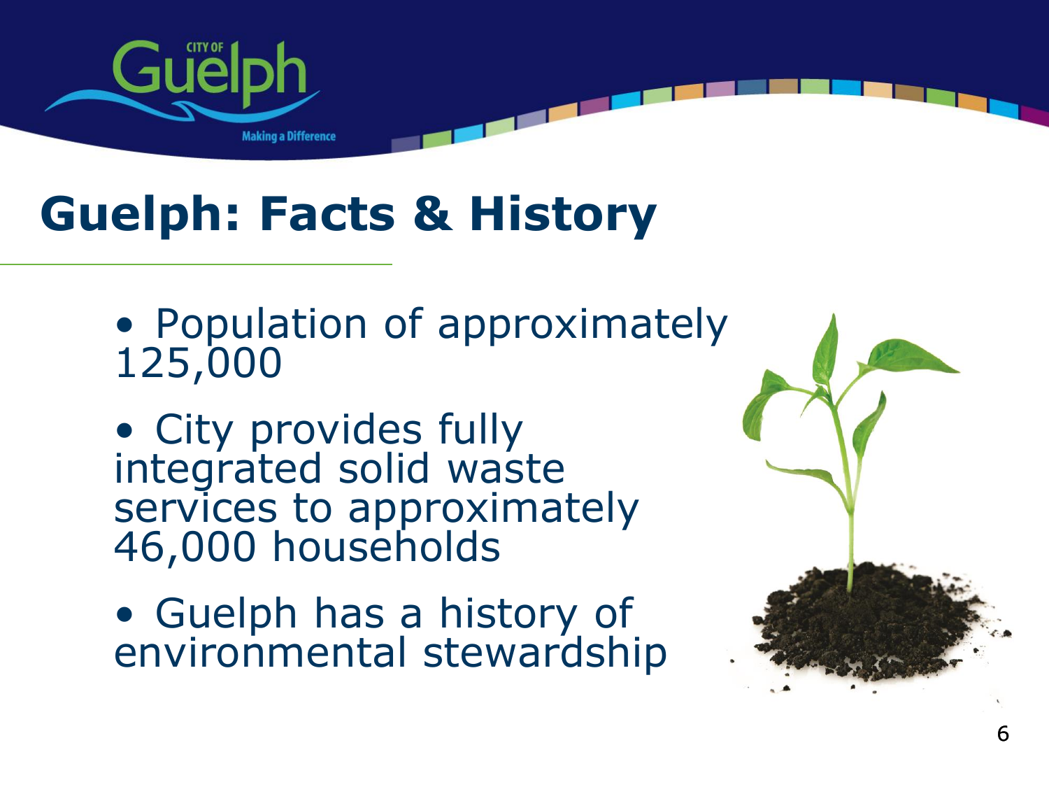# Guelph: Facts & History

- Population of approximately 125,000
- City provides fully integrated solid waste services to approximately 46,000 households
- Guelph has a history of environmental stewardship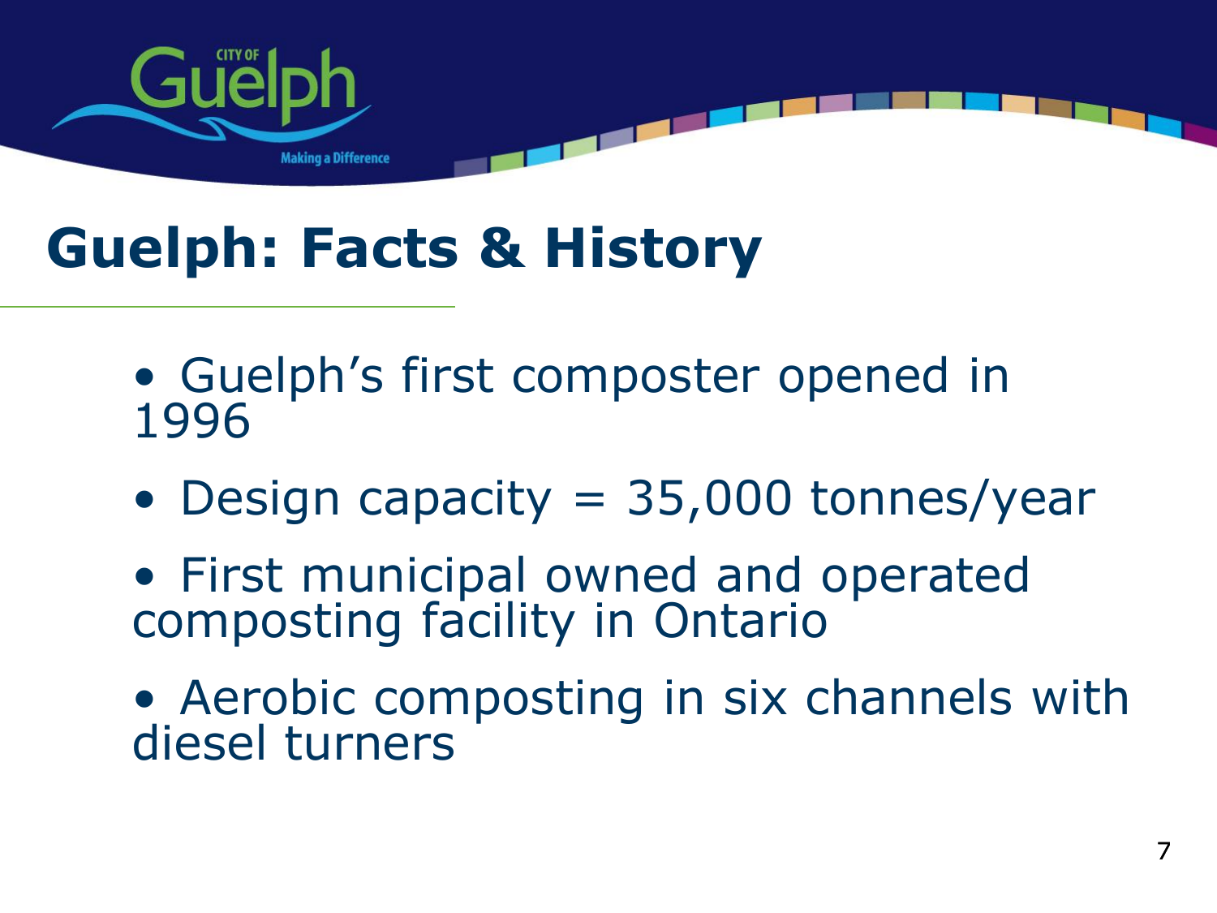# Guelph: Facts & History

- Guelph's first composter opened in 1996
- Design capacity = 35,000 tonnes/year
- First municipal owned and operated composting facility in Ontario
- Aerobic composting in six channels with diesel turners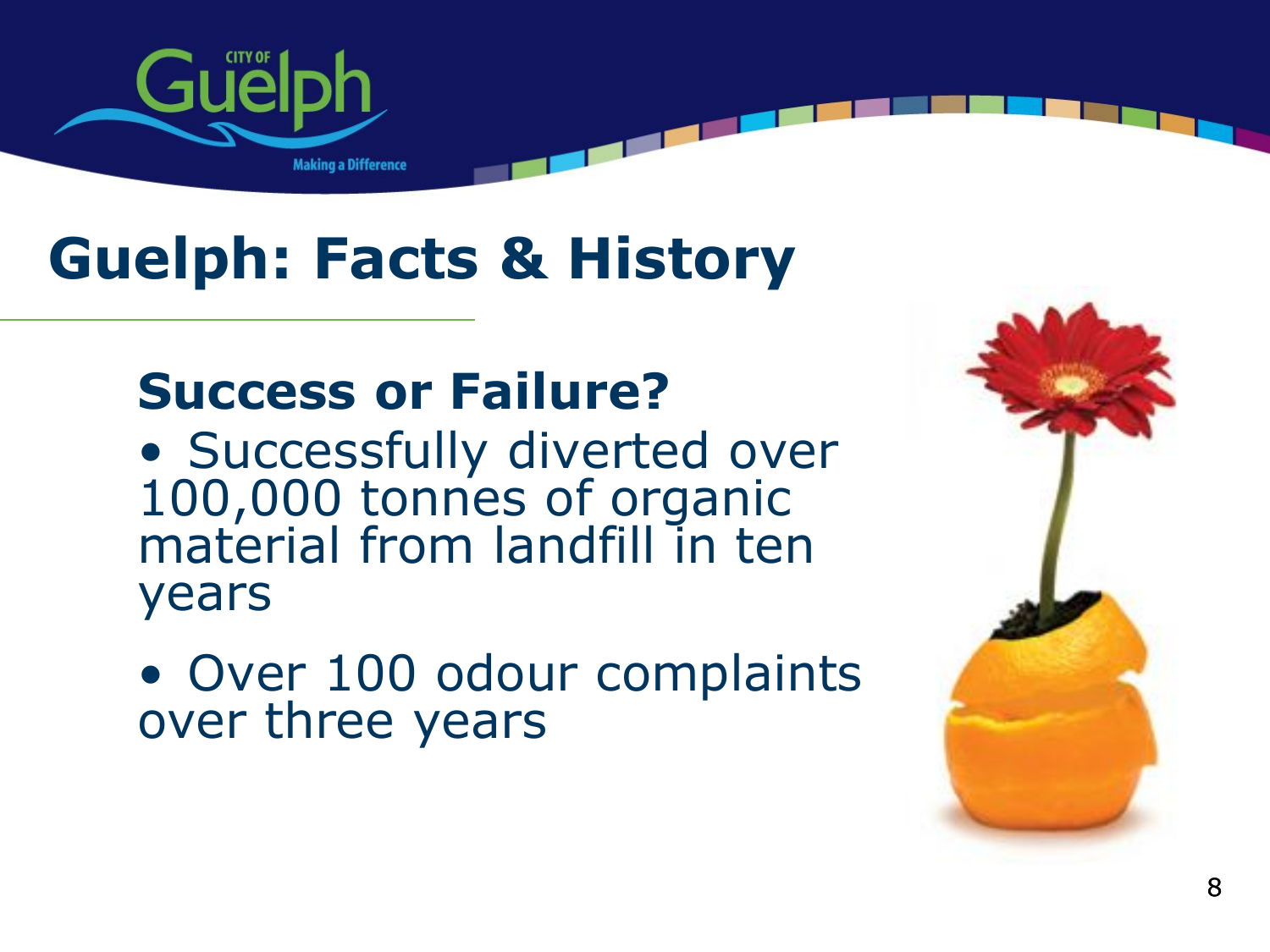# Guelph: Facts & History

## Success or Failure?

- Successfully diverted over 100,000 tonnes of organic material from landfill in ten years
- Over 100 odour complaints over three years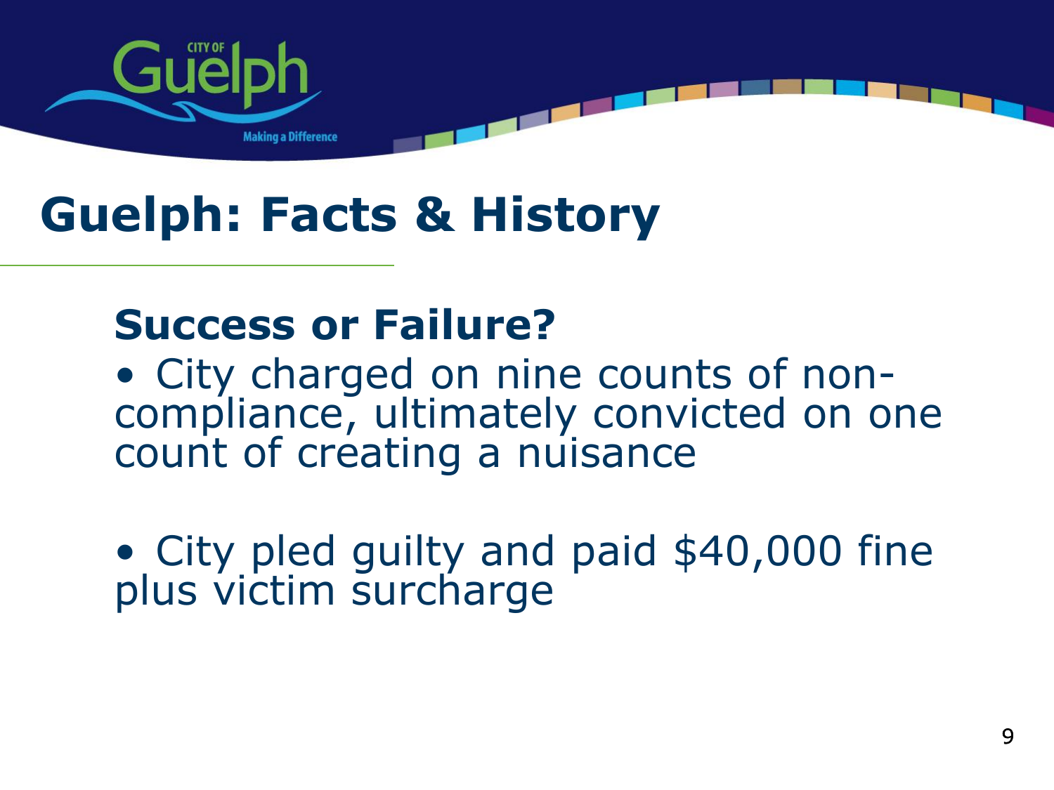# Guelph: Facts & History

## Success or Failure?

- City charged on nine counts of non-compliance, ultimately convicted on one count of creating a nuisance

- City pled guilty and paid $40,000 fine plus victim surcharge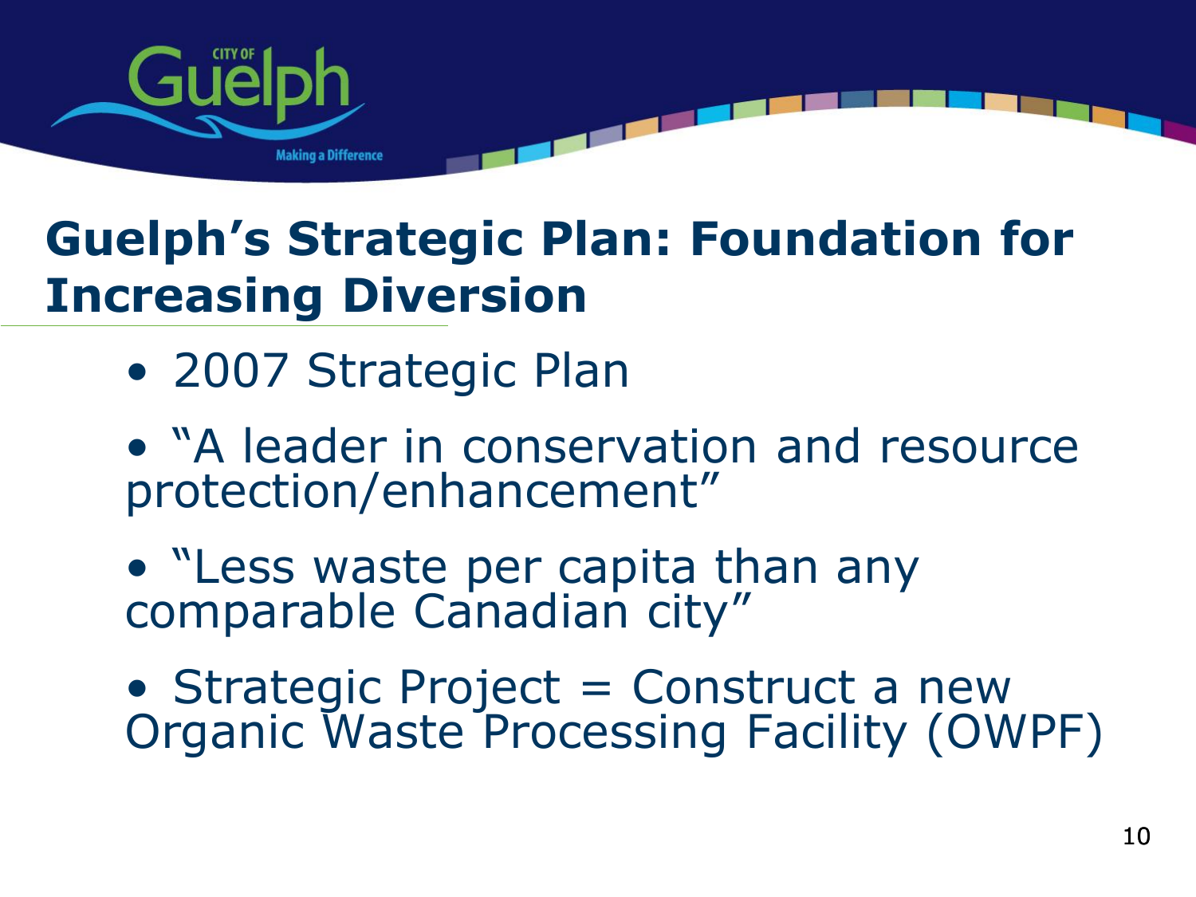## Guelph's Strategic Plan: Foundation for Increasing Diversion

- 2007 Strategic Plan
- "A leader in conservation and resource protection/enhancement"
- "Less waste per capita than any comparable Canadian city"
- Strategic Project = Construct a new Organic Waste Processing Facility (OWPF)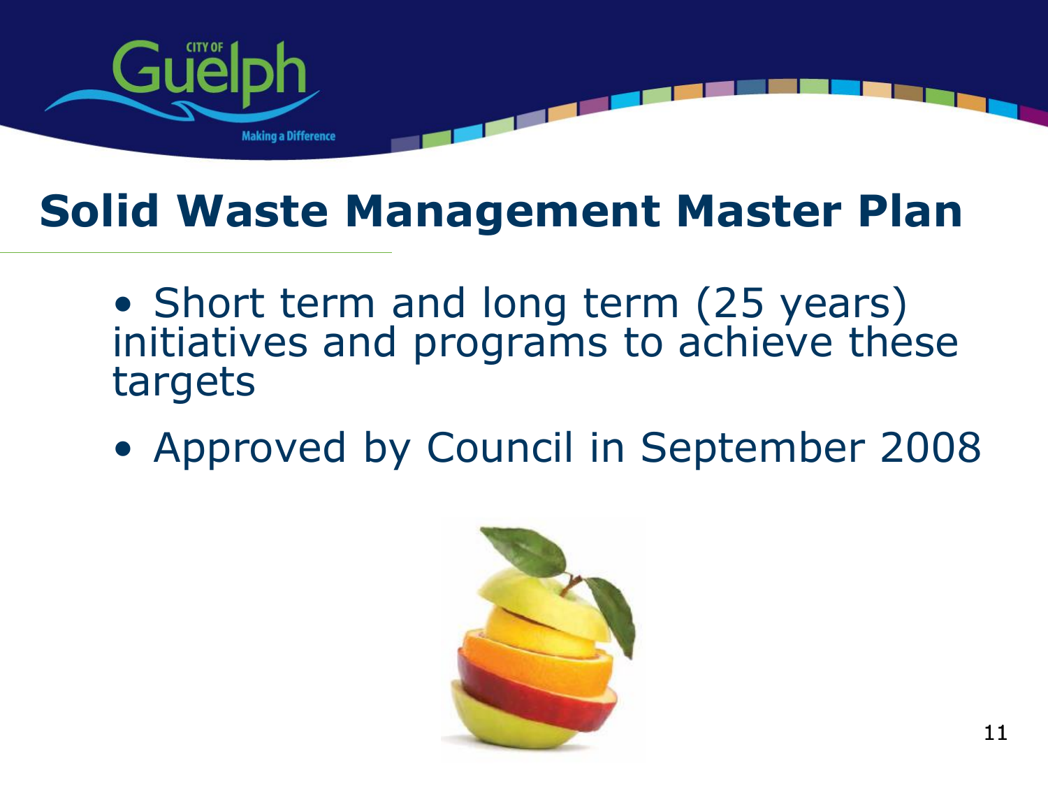# Solid Waste Management Master Plan

- Short term and long term (25 years) initiatives and programs to achieve these targets
- Approved by Council in September 2008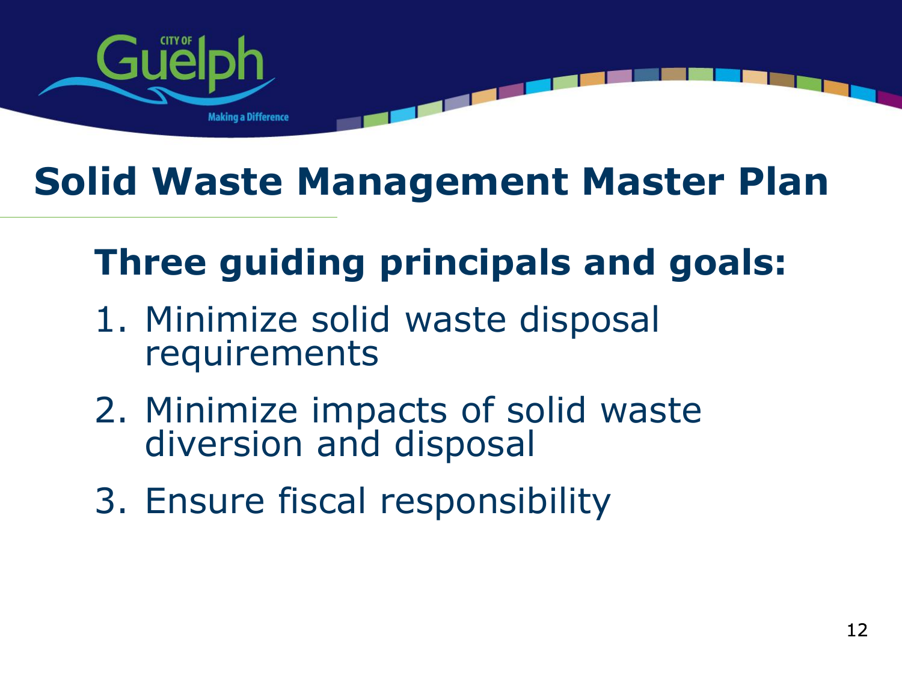# Solid Waste Management Master Plan

## Three guiding principals and goals:

1. Minimize solid waste disposal requirements
2. Minimize impacts of solid waste diversion and disposal
3. Ensure fiscal responsibility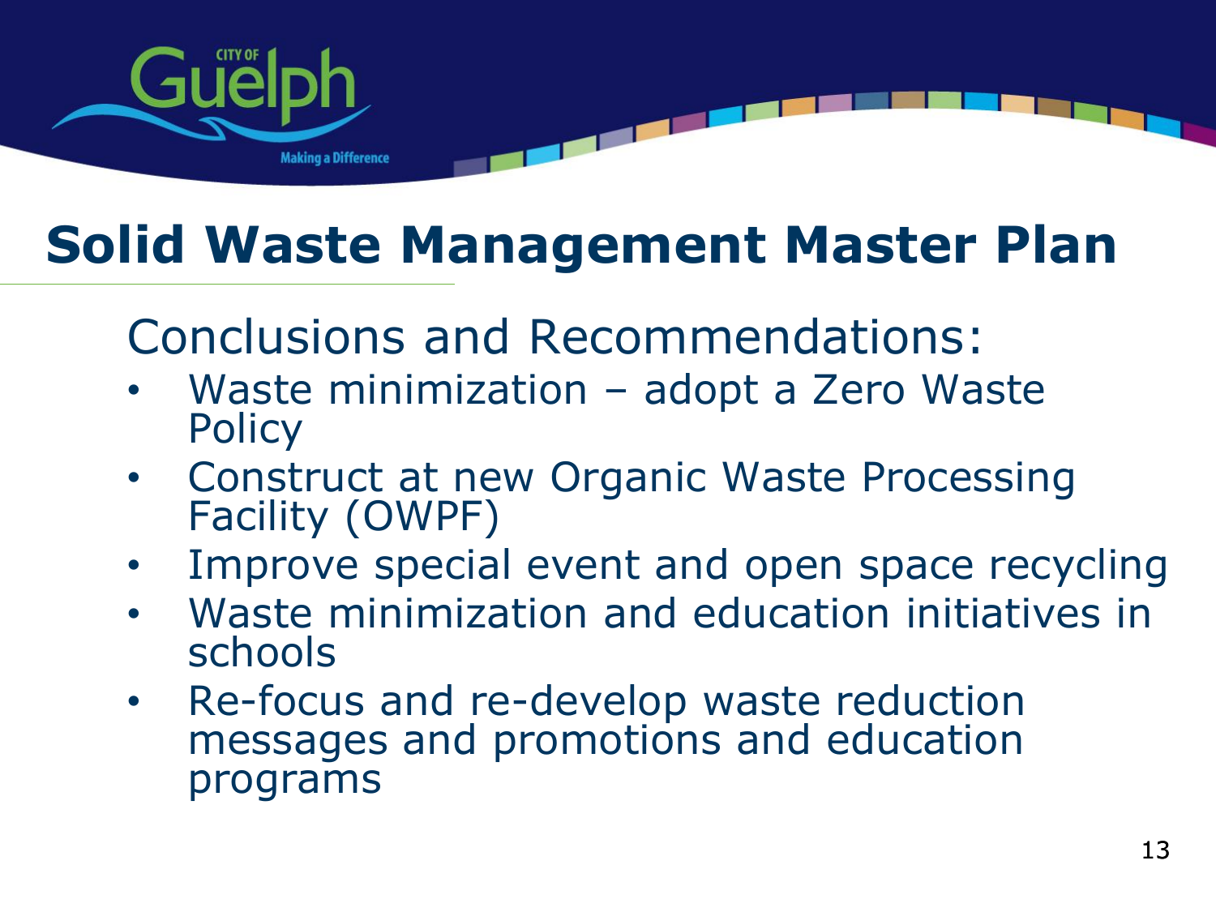# Solid Waste Management Master Plan

## Conclusions and Recommendations:

- Waste minimization – adopt a Zero Waste Policy
- Construct at new Organic Waste Processing Facility (OWPF)
- Improve special event and open space recycling
- Waste minimization and education initiatives in schools
- Re-focus and re-develop waste reduction messages and promotions and education programs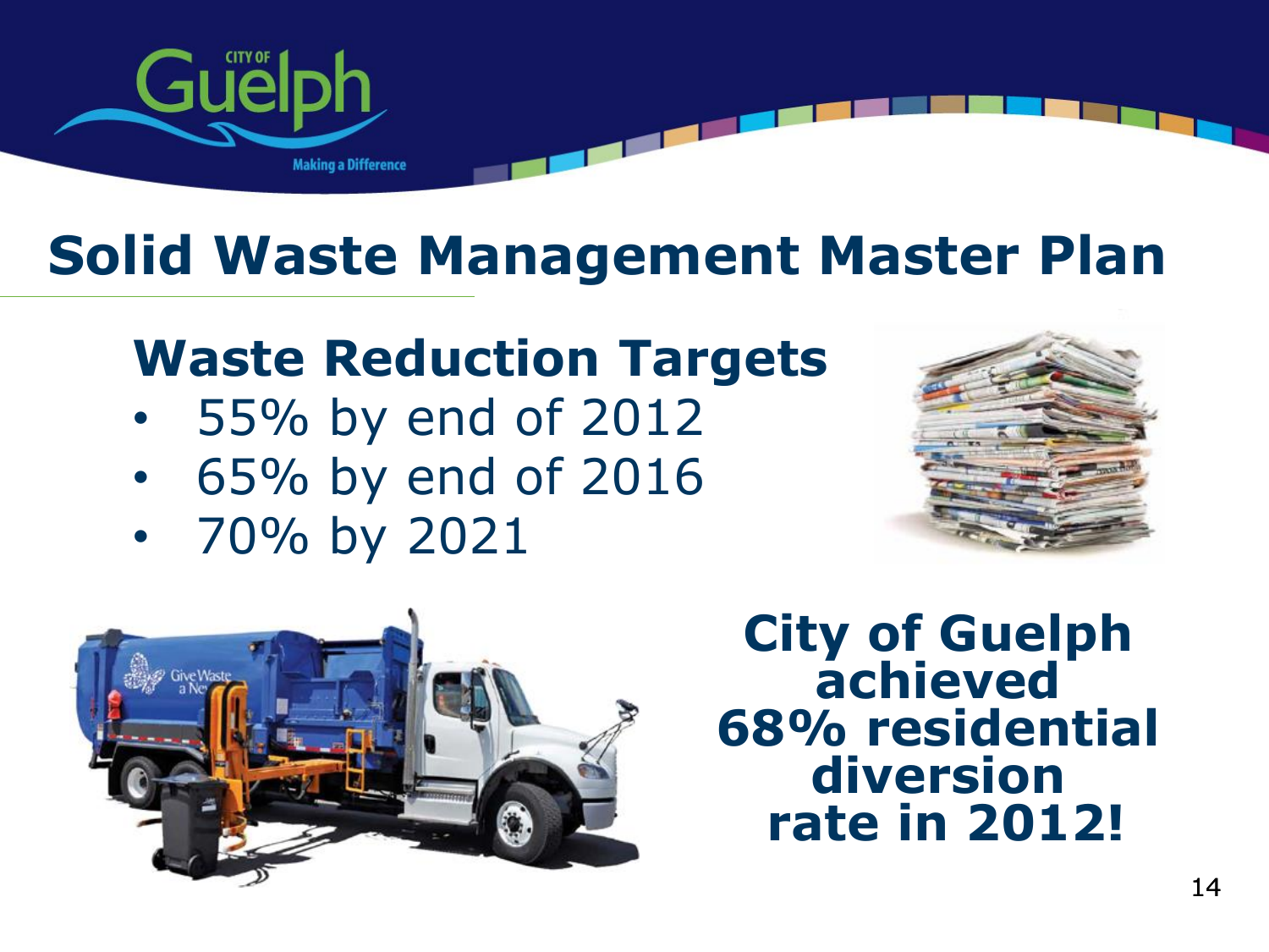# Solid Waste Management Master Plan

## Waste Reduction Targets

- 55% by end of 2012
- 65% by end of 2016
- 70% by 2021

**City of Guelph achieved 68% residential diversion rate in 2012!**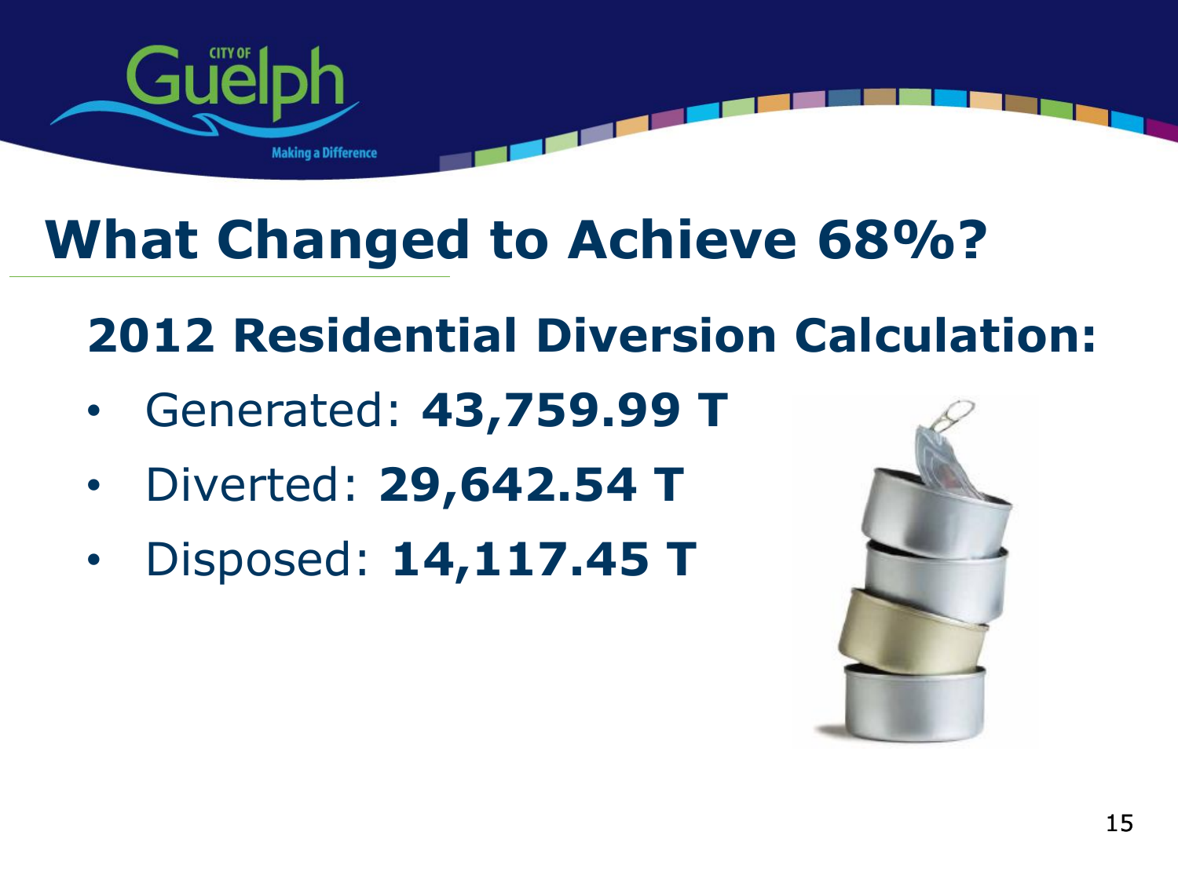# What Changed to Achieve 68%?

## 2012 Residential Diversion Calculation:

- Generated: **43,759.99 T**
- Diverted: **29,642.54 T**
- Disposed: **14,117.45 T**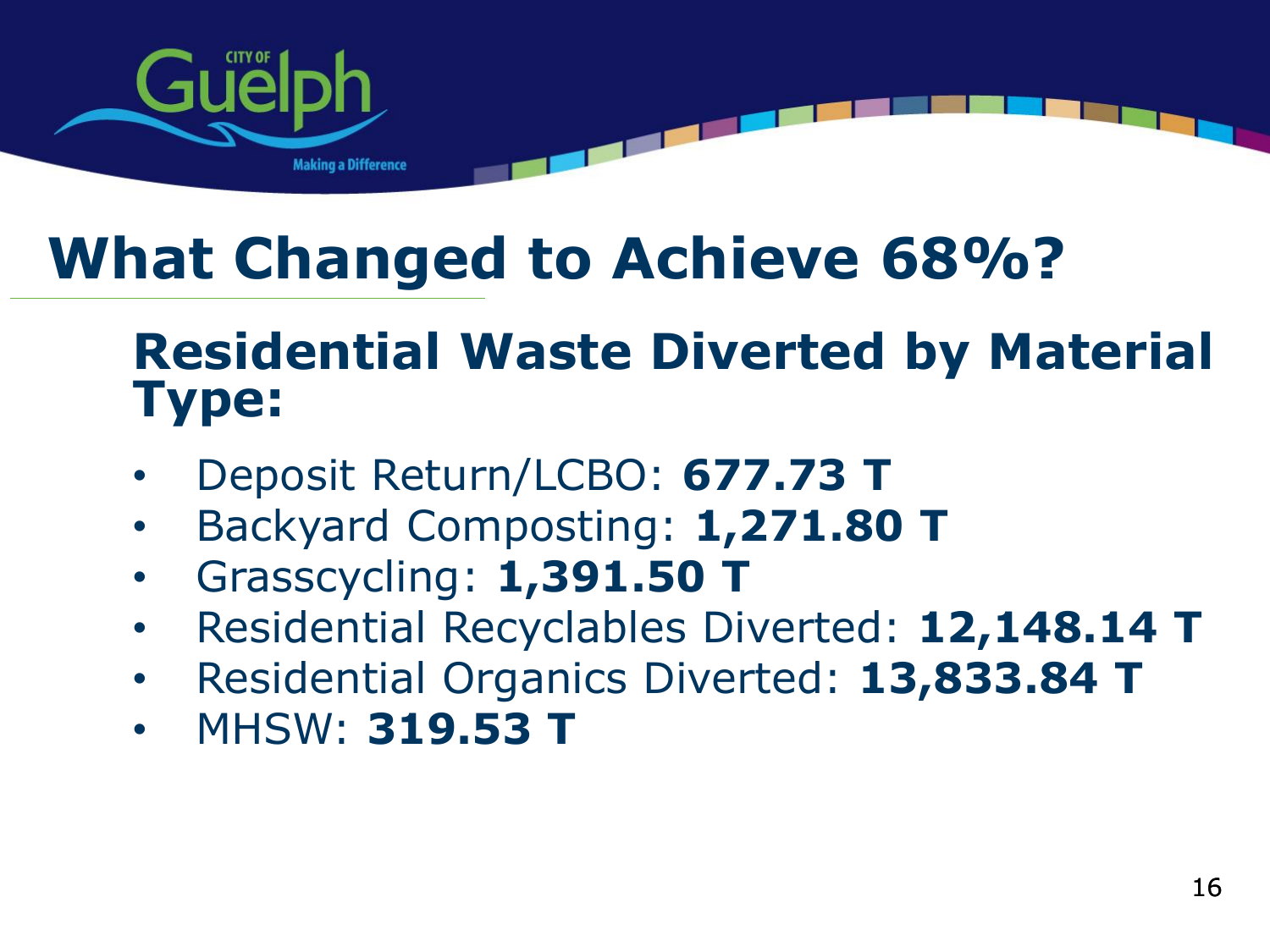# What Changed to Achieve 68%?

## Residential Waste Diverted by Material Type:

- Deposit Return/LCBO: **677.73 T**
- Backyard Composting: **1,271.80 T**
- Grasscycling: **1,391.50 T**
- Residential Recyclables Diverted: **12,148.14 T**
- Residential Organics Diverted: **13,833.84 T**
- MHSW: **319.53 T**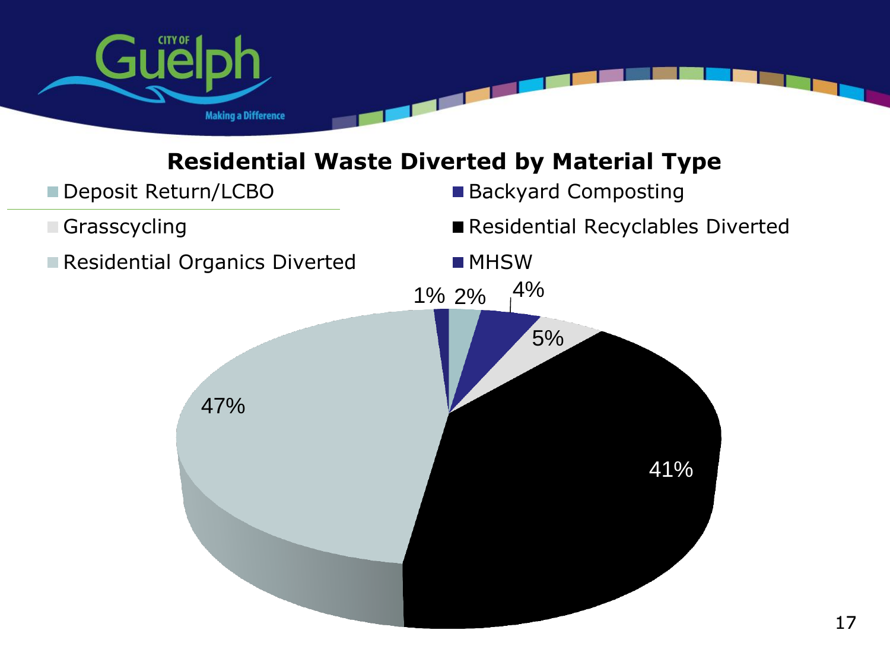## Residential Waste Diverted by Material Type

- Deposit Return/LCBO
- Backyard Composting
- Grasscycling
- Residential Recyclables Diverted
- Residential Organics Diverted
- MHSW

1%
2%
4%
5%
41%
47%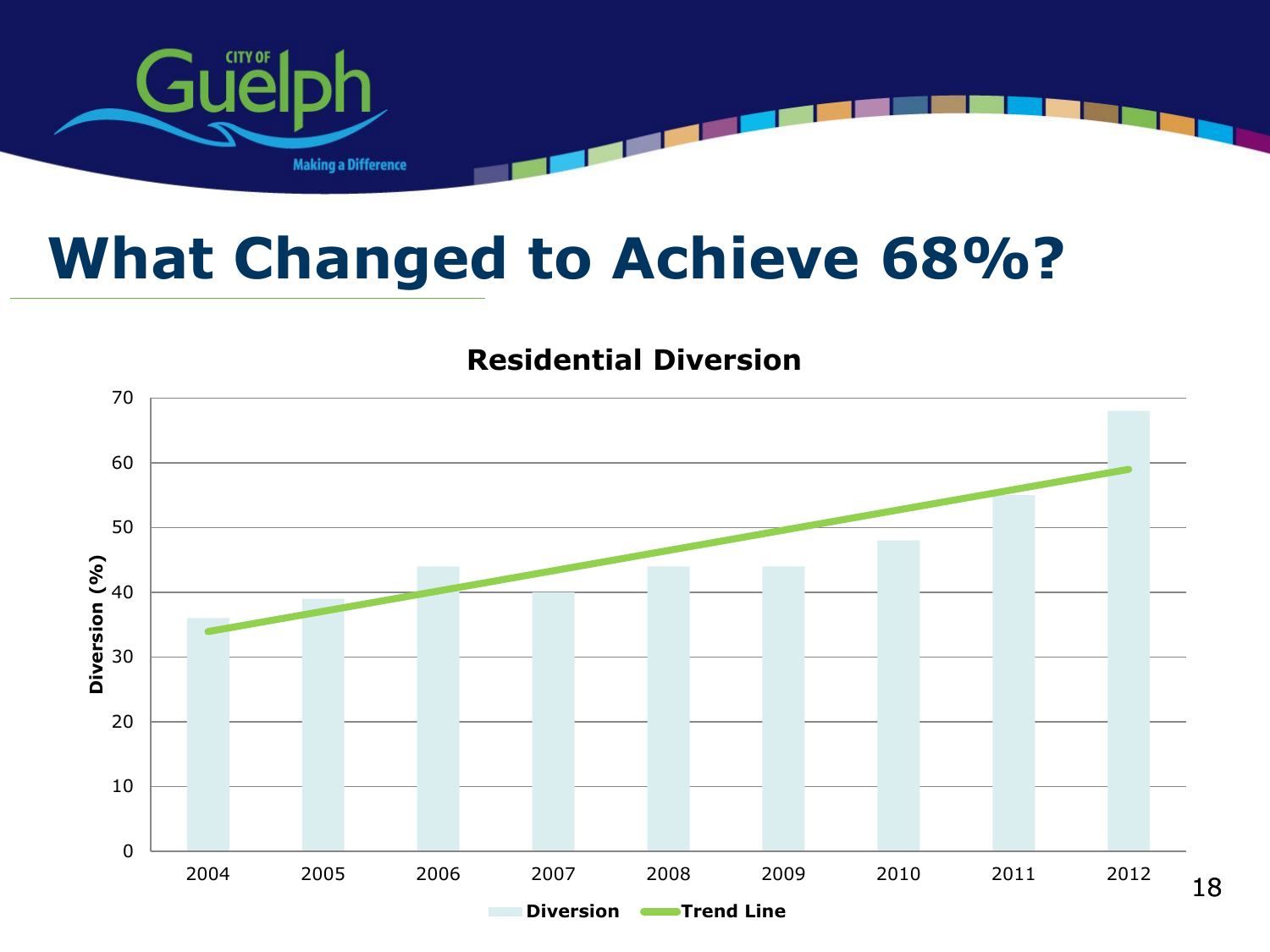# What Changed to Achieve 68%?

**Residential Diversion**

| Year | Diversion (%) |
|---|---|
| 2004 | 36 |
| 2005 | 39 |
| 2006 | 44 |
| 2007 | 40 |
| 2008 | 44 |
| 2009 | 44 |
| 2010 | 48 |
| 2011 | 55 |
| 2012 | 68 |

Diversion   Trend Line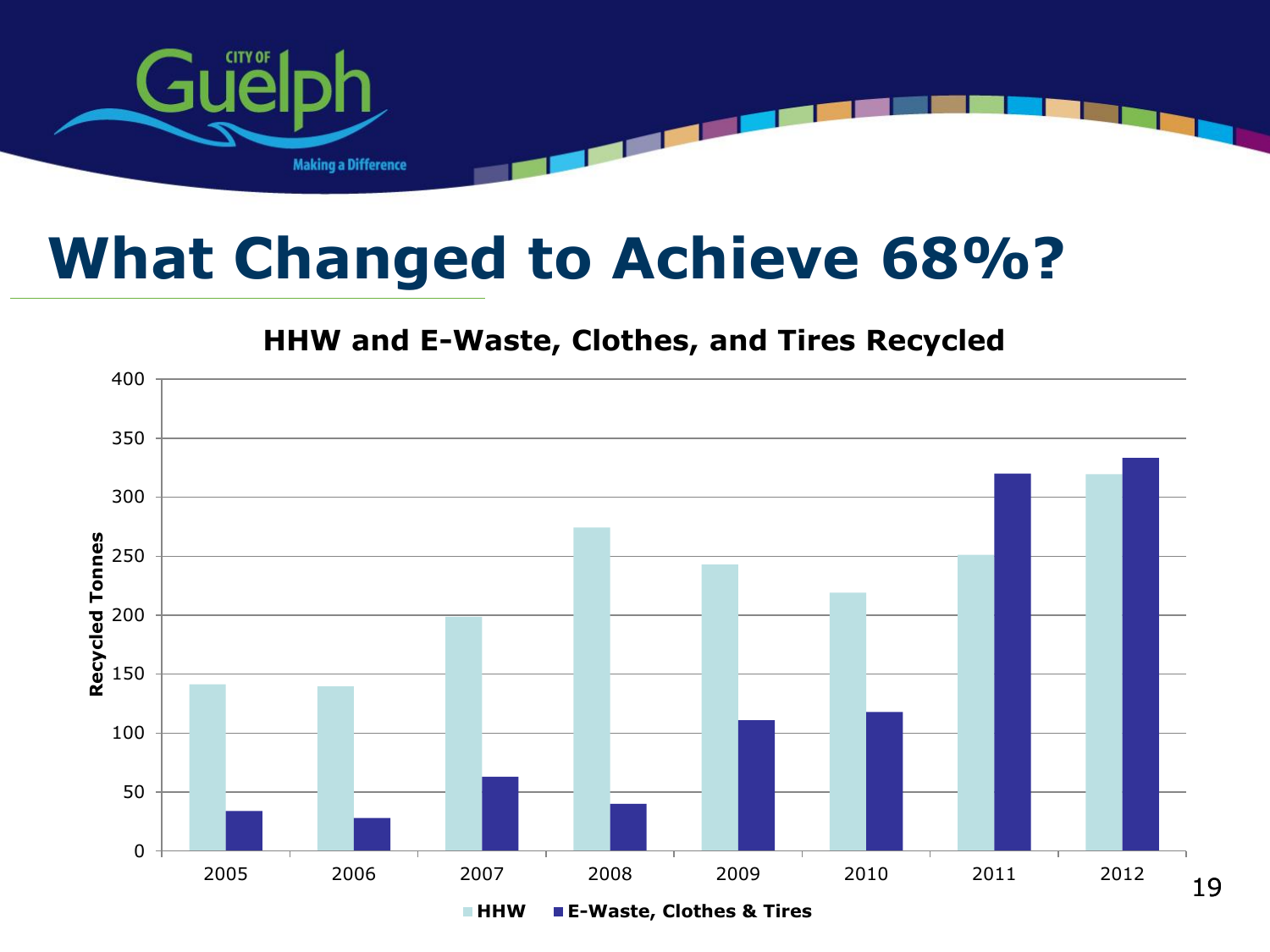# What Changed to Achieve 68%?

**HHW and E-Waste, Clothes, and Tires Recycled**

| Year | HHW | E-Waste, Clothes & Tires |
|---|---|---|
| 2005 | 141 | 34 |
| 2006 | 139 | 28 |
| 2007 | 198 | 63 |
| 2008 | 274 | 40 |
| 2009 | 243 | 111 |
| 2010 | 219 | 118 |
| 2011 | 251 | 320 |
| 2012 | 319 | 333 |

Recycled Tonnes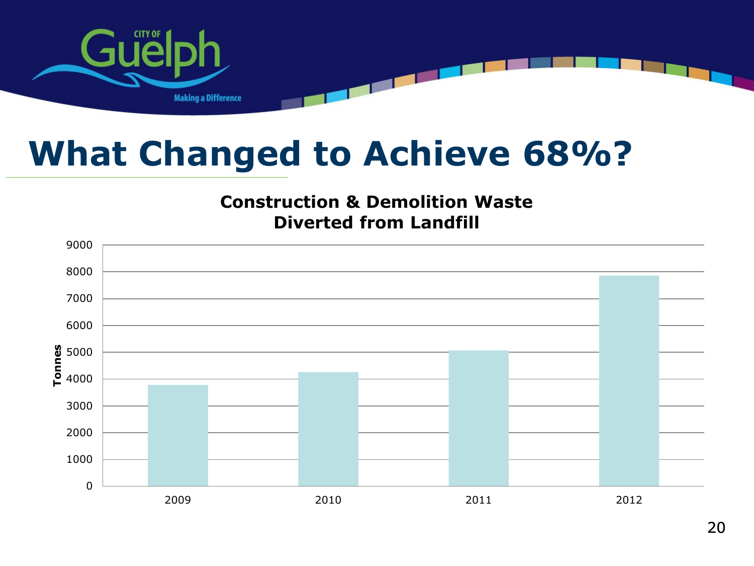# What Changed to Achieve 68%?

**Construction & Demolition Waste Diverted from Landfill**

Tonnes

9000
8000
7000
6000
5000
4000
3000
2000
1000
0

2009 2010 2011 2012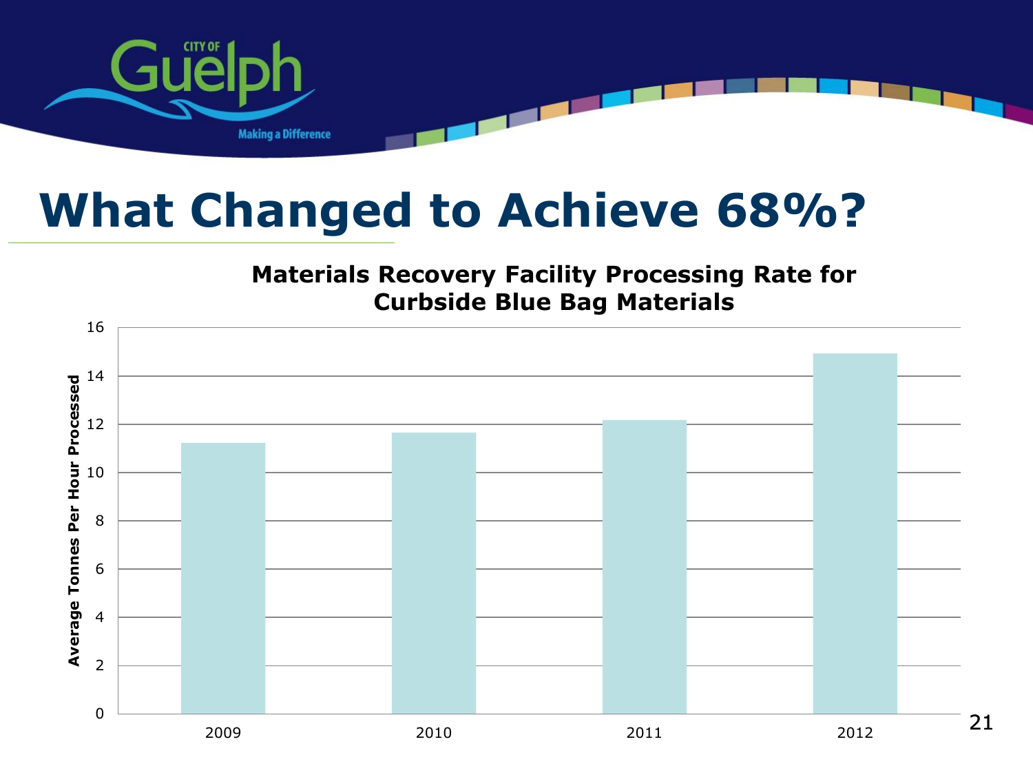# What Changed to Achieve 68%?

**Materials Recovery Facility Processing Rate for Curbside Blue Bag Materials**

| Year | Average Tonnes Per Hour Processed |
| --- | --- |
| 2009 | ~11.2 |
| 2010 | ~11.7 |
| 2011 | ~12.2 |
| 2012 | ~14.9 |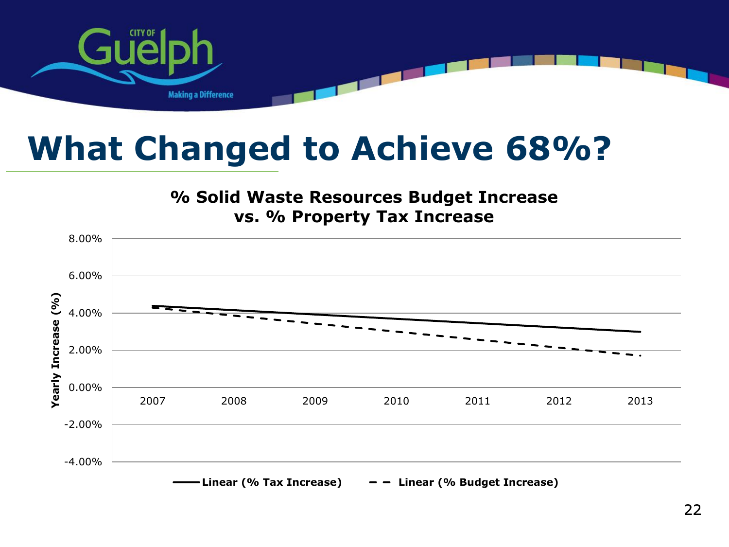# What Changed to Achieve 68%?

**% Solid Waste Resources Budget Increase vs. % Property Tax Increase**

Yearly Increase (%)

8.00%
6.00%
4.00%
2.00%
0.00%
-2.00%
-4.00%

2007 2008 2009 2010 2011 2012 2013

**Linear (% Tax Increase)** **Linear (% Budget Increase)**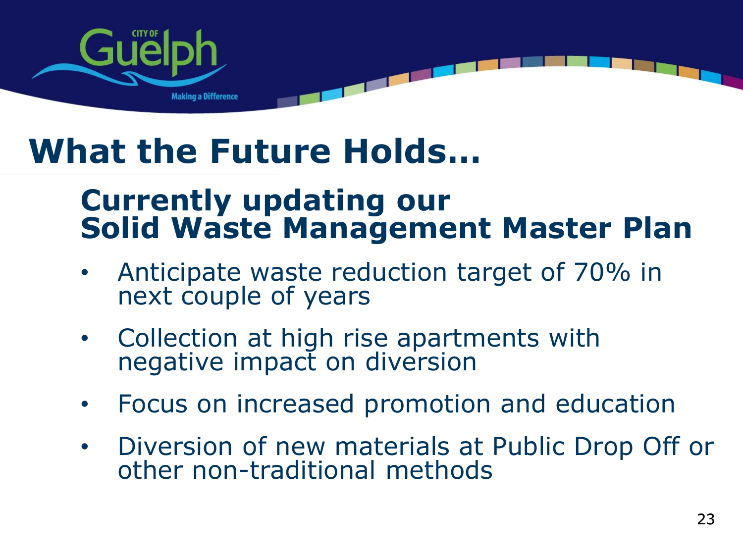# What the Future Holds…

## Currently updating our Solid Waste Management Master Plan

- Anticipate waste reduction target of 70% in next couple of years
- Collection at high rise apartments with negative impact on diversion
- Focus on increased promotion and education
- Diversion of new materials at Public Drop Off or other non-traditional methods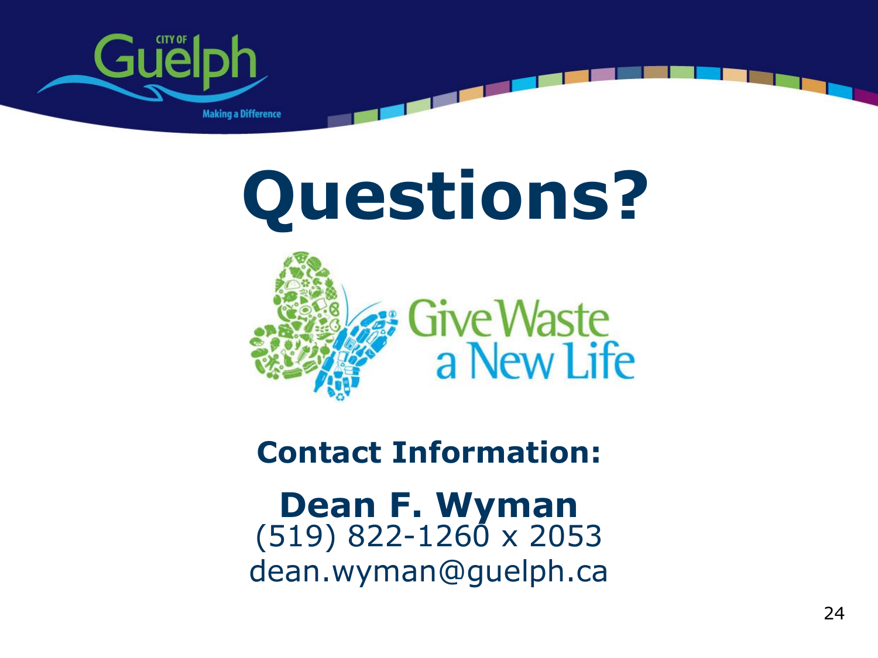# Questions?

Give Waste a New Life

**Contact Information:**

**Dean F. Wyman**
(519) 822-1260 x 2053
dean.wyman@guelph.ca